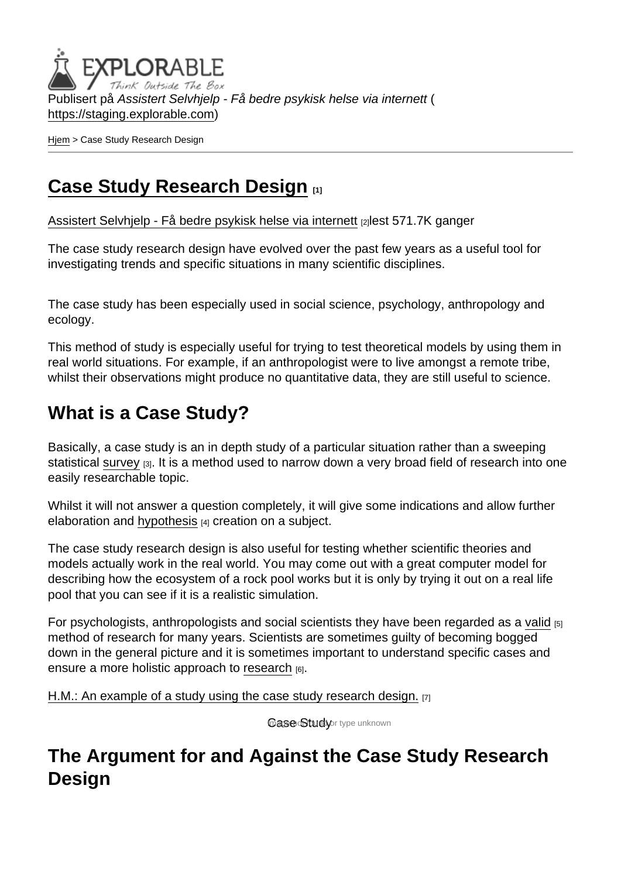Publisert på *Assistert Selvhjelp - Få bedre psykisk helse via internett* (https://staging.explorable.com)

Hjem > Case Study Research Design

# Case Study Research Design [1]

Assistert Selvhjelp - Få bedre psykisk helse via internett [2]lest 571.7K ganger

The case study research design have evolved over the past few years as a useful tool for investigating trends and specific situations in many scientific disciplines.

The case study has been especially used in social science, psychology, anthropology and ecology.

This method of study is especially useful for trying to test theoretical models by using them in real world situations. For example, if an anthropologist were to live amongst a remote tribe, whilst their observations might produce no quantitative data, they are still useful to science.

## What is a Case Study?

Basically, a case study is an in depth study of a particular situation rather than a sweeping statistical survey [3]. It is a method used to narrow down a very broad field of research into one easily researchable topic.

Whilst it will not answer a question completely, it will give some indications and allow further elaboration and hypothesis [4] creation on a subject.

The case study research design is also useful for testing whether scientific theories and models actually work in the real world. You may come out with a great computer model for describing how the ecosystem of a rock pool works but it is only by trying it out on a real life pool that you can see if it is a realistic simulation.

For psychologists, anthropologists and social scientists they have been regarded as a valid [5] method of research for many years. Scientists are sometimes guilty of becoming bogged down in the general picture and it is sometimes important to understand specific cases and ensure a more holistic approach to research [6].

H.M.: An example of a study using the case study research design. [7]

Case Study

## The Argument for and Against the Case Study Research Design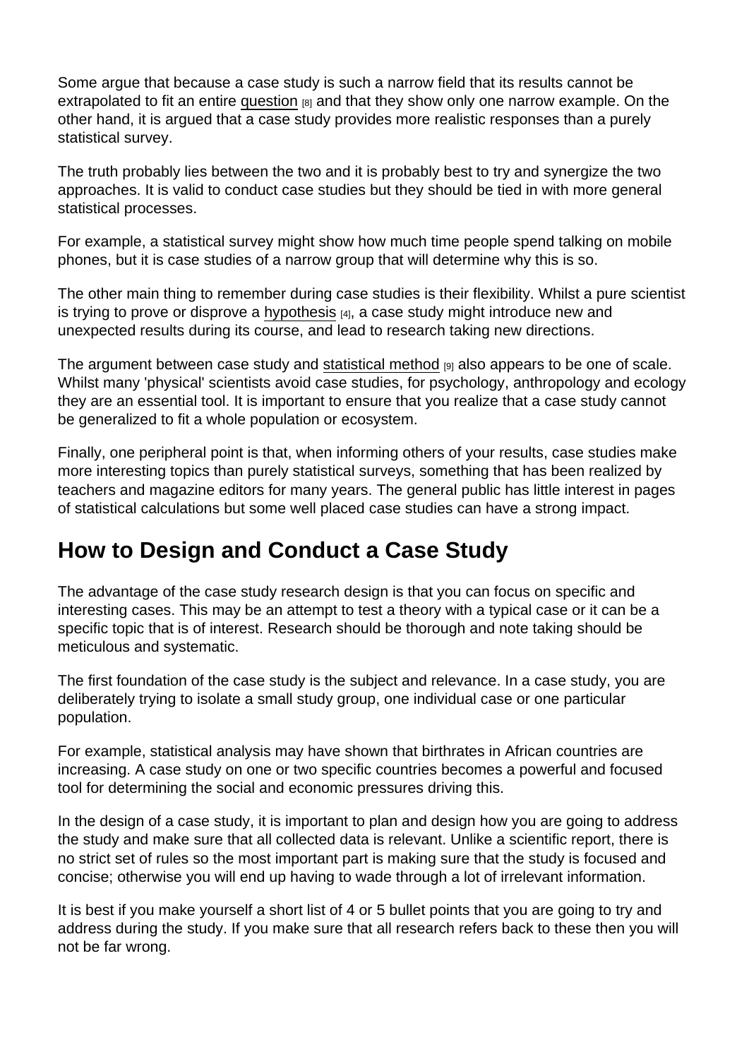Some argue that because a case study is such a narrow field that its results cannot be extrapolated to fit an entire question [8] and that they show only one narrow example. On the other hand, it is argued that a case study provides more realistic responses than a purely statistical survey.

The truth probably lies between the two and it is probably best to try and synergize the two approaches. It is valid to conduct case studies but they should be tied in with more general statistical processes.

For example, a statistical survey might show how much time people spend talking on mobile phones, but it is case studies of a narrow group that will determine why this is so.

The other main thing to remember during case studies is their flexibility. Whilst a pure scientist is trying to prove or disprove a hypothesis [4], a case study might introduce new and unexpected results during its course, and lead to research taking new directions.

The argument between case study and statistical method [9] also appears to be one of scale. Whilst many 'physical' scientists avoid case studies, for psychology, anthropology and ecology they are an essential tool. It is important to ensure that you realize that a case study cannot be generalized to fit a whole population or ecosystem.

Finally, one peripheral point is that, when informing others of your results, case studies make more interesting topics than purely statistical surveys, something that has been realized by teachers and magazine editors for many years. The general public has little interest in pages of statistical calculations but some well placed case studies can have a strong impact.

## How to Design and Conduct a Case Study

The advantage of the case study research design is that you can focus on specific and interesting cases. This may be an attempt to test a theory with a typical case or it can be a specific topic that is of interest. Research should be thorough and note taking should be meticulous and systematic.

The first foundation of the case study is the subject and relevance. In a case study, you are deliberately trying to isolate a small study group, one individual case or one particular population.

For example, statistical analysis may have shown that birthrates in African countries are increasing. A case study on one or two specific countries becomes a powerful and focused tool for determining the social and economic pressures driving this.

In the design of a case study, it is important to plan and design how you are going to address the study and make sure that all collected data is relevant. Unlike a scientific report, there is no strict set of rules so the most important part is making sure that the study is focused and concise; otherwise you will end up having to wade through a lot of irrelevant information.

It is best if you make yourself a short list of 4 or 5 bullet points that you are going to try and address during the study. If you make sure that all research refers back to these then you will not be far wrong.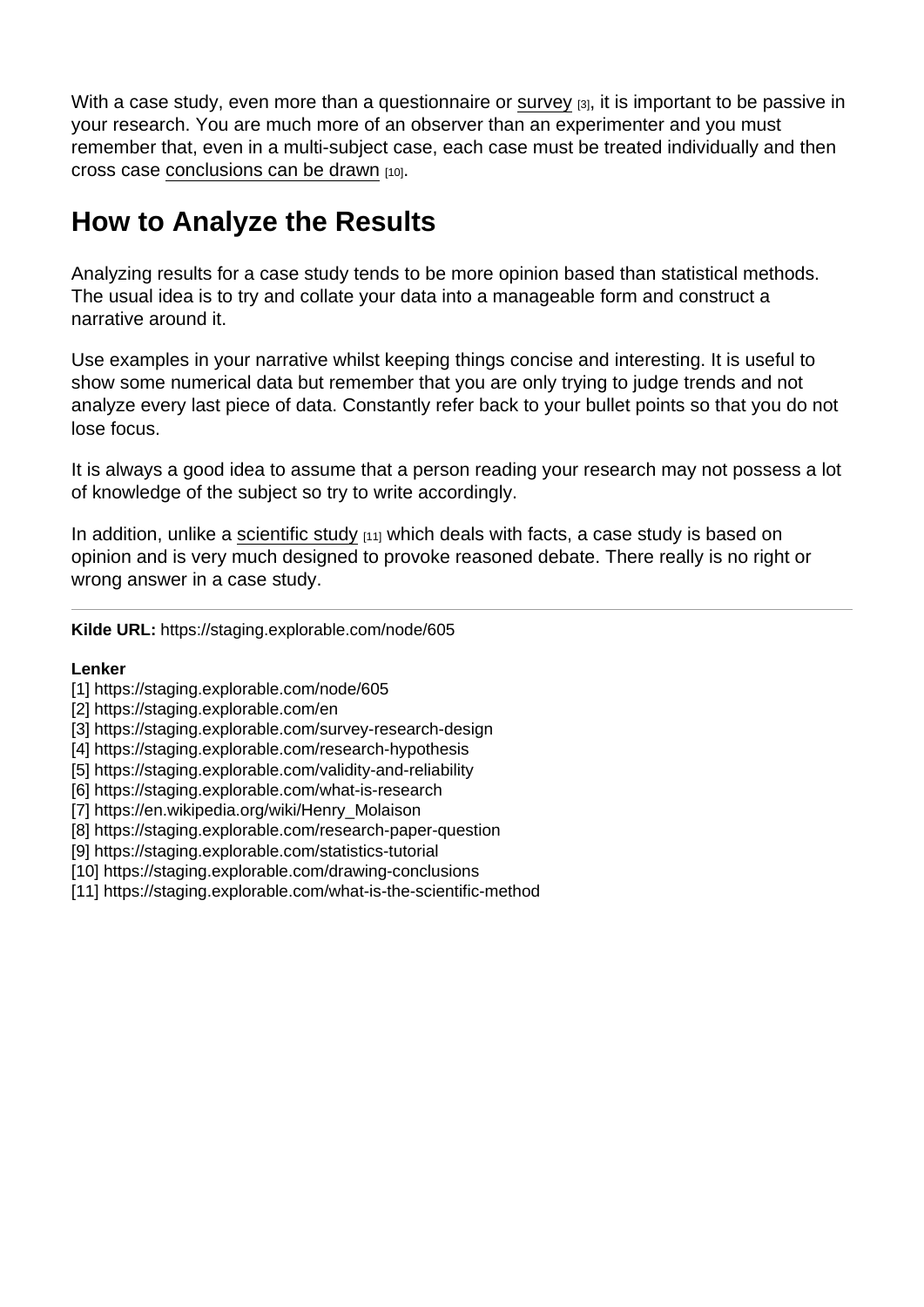With a case study, even more than a questionnaire or survey [3], it is important to be passive in your research. You are much more of an observer than an experimenter and you must remember that, even in a multi-subject case, each case must be treated individually and then cross case conclusions can be drawn [10].

## How to Analyze the Results

Analyzing results for a case study tends to be more opinion based than statistical methods. The usual idea is to try and collate your data into a manageable form and construct a narrative around it.

Use examples in your narrative whilst keeping things concise and interesting. It is useful to show some numerical data but remember that you are only trying to judge trends and not analyze every last piece of data. Constantly refer back to your bullet points so that you do not lose focus.

It is always a good idea to assume that a person reading your research may not possess a lot of knowledge of the subject so try to write accordingly.

In addition, unlike a scientific study [11] which deals with facts, a case study is based on opinion and is very much designed to provoke reasoned debate. There really is no right or wrong answer in a case study.

---

**Kilde URL:** https://staging.explorable.com/node/605

**Lenker**

[1] https://staging.explorable.com/node/605
[2] https://staging.explorable.com/en
[3] https://staging.explorable.com/survey-research-design
[4] https://staging.explorable.com/research-hypothesis
[5] https://staging.explorable.com/validity-and-reliability
[6] https://staging.explorable.com/what-is-research
[7] https://en.wikipedia.org/wiki/Henry_Molaison
[8] https://staging.explorable.com/research-paper-question
[9] https://staging.explorable.com/statistics-tutorial
[10] https://staging.explorable.com/drawing-conclusions
[11] https://staging.explorable.com/what-is-the-scientific-method